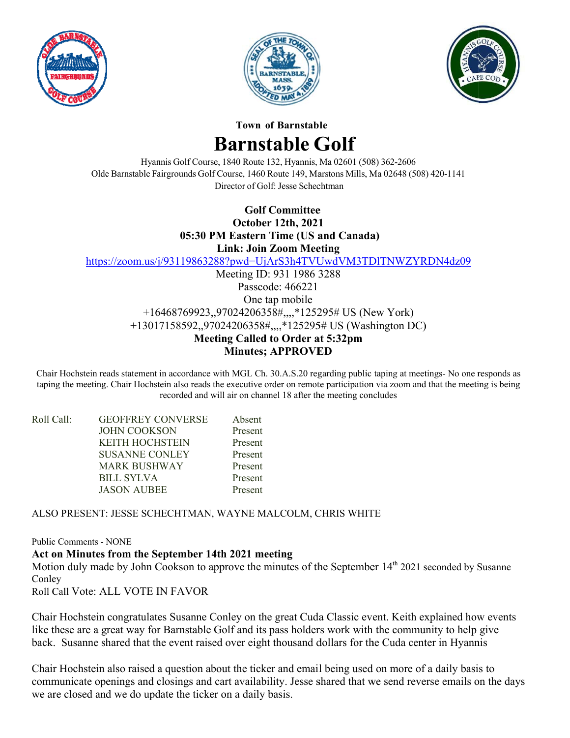**Town of Barnstable**

# Barnstable Golf

Hyannis Golf Course, 1840 Route 132, Hyannis, Ma 02601 (508) 362-2606
Olde Barnstable Fairgrounds Golf Course, 1460 Route 149, Marstons Mills, Ma 02648 (508) 420-1141
Director of Golf: Jesse Schechtman

**Golf Committee**
**October 12th, 2021**
**05:30 PM Eastern Time (US and Canada)**
**Link: Join Zoom Meeting**
https://zoom.us/j/93119863288?pwd=UjArS3h4TVUwdVM3TDlTNWZYRDN4dz09
Meeting ID: 931 1986 3288
Passcode: 466221
One tap mobile
+16468769923,,97024206358#,,,,*125295# US (New York)
+13017158592,,97024206358#,,,,*125295# US (Washington DC)
**Meeting Called to Order at 5:32pm**
**Minutes; APPROVED**

Chair Hochstein reads statement in accordance with MGL Ch. 30.A.S.20 regarding public taping at meetings- No one responds as taping the meeting. Chair Hochstein also reads the executive order on remote participation via zoom and that the meeting is being recorded and will air on channel 18 after the meeting concludes

| Roll Call: | | |
|---|---|---|
| | GEOFFREY CONVERSE | Absent |
| | JOHN COOKSON | Present |
| | KEITH HOCHSTEIN | Present |
| | SUSANNE CONLEY | Present |
| | MARK BUSHWAY | Present |
| | BILL SYLVA | Present |
| | JASON AUBEE | Present |

ALSO PRESENT: JESSE SCHECHTMAN, WAYNE MALCOLM, CHRIS WHITE

Public Comments - NONE

**Act on Minutes from the September 14th 2021 meeting**
Motion duly made by John Cookson to approve the minutes of the September 14th 2021 seconded by Susanne Conley
Roll Call Vote: ALL VOTE IN FAVOR

Chair Hochstein congratulates Susanne Conley on the great Cuda Classic event. Keith explained how events like these are a great way for Barnstable Golf and its pass holders work with the community to help give back. Susanne shared that the event raised over eight thousand dollars for the Cuda center in Hyannis

Chair Hochstein also raised a question about the ticker and email being used on more of a daily basis to communicate openings and closings and cart availability. Jesse shared that we send reverse emails on the days we are closed and we do update the ticker on a daily basis.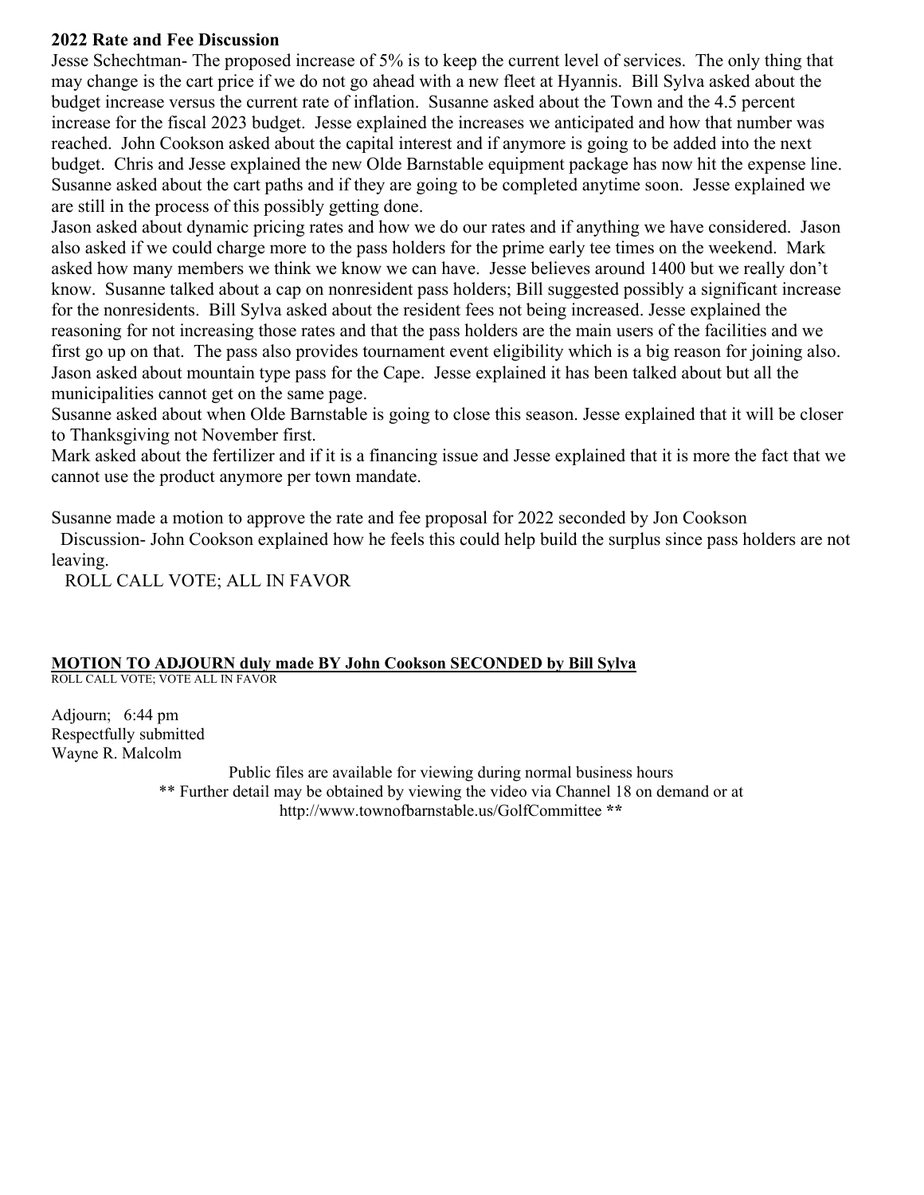**2022 Rate and Fee Discussion**

Jesse Schechtman- The proposed increase of 5% is to keep the current level of services. The only thing that may change is the cart price if we do not go ahead with a new fleet at Hyannis. Bill Sylva asked about the budget increase versus the current rate of inflation. Susanne asked about the Town and the 4.5 percent increase for the fiscal 2023 budget. Jesse explained the increases we anticipated and how that number was reached. John Cookson asked about the capital interest and if anymore is going to be added into the next budget. Chris and Jesse explained the new Olde Barnstable equipment package has now hit the expense line. Susanne asked about the cart paths and if they are going to be completed anytime soon. Jesse explained we are still in the process of this possibly getting done.

Jason asked about dynamic pricing rates and how we do our rates and if anything we have considered. Jason also asked if we could charge more to the pass holders for the prime early tee times on the weekend. Mark asked how many members we think we know we can have. Jesse believes around 1400 but we really don't know. Susanne talked about a cap on nonresident pass holders; Bill suggested possibly a significant increase for the nonresidents. Bill Sylva asked about the resident fees not being increased. Jesse explained the reasoning for not increasing those rates and that the pass holders are the main users of the facilities and we first go up on that. The pass also provides tournament event eligibility which is a big reason for joining also. Jason asked about mountain type pass for the Cape. Jesse explained it has been talked about but all the municipalities cannot get on the same page.

Susanne asked about when Olde Barnstable is going to close this season. Jesse explained that it will be closer to Thanksgiving not November first.

Mark asked about the fertilizer and if it is a financing issue and Jesse explained that it is more the fact that we cannot use the product anymore per town mandate.

Susanne made a motion to approve the rate and fee proposal for 2022 seconded by Jon Cookson

Discussion- John Cookson explained how he feels this could help build the surplus since pass holders are not leaving.

ROLL CALL VOTE; ALL IN FAVOR

**MOTION TO ADJOURN duly made BY John Cookson SECONDED by Bill Sylva**

ROLL CALL VOTE; VOTE ALL IN FAVOR

Adjourn; 6:44 pm
Respectfully submitted
Wayne R. Malcolm

Public files are available for viewing during normal business hours
** Further detail may be obtained by viewing the video via Channel 18 on demand or at http://www.townofbarnstable.us/GolfCommittee **